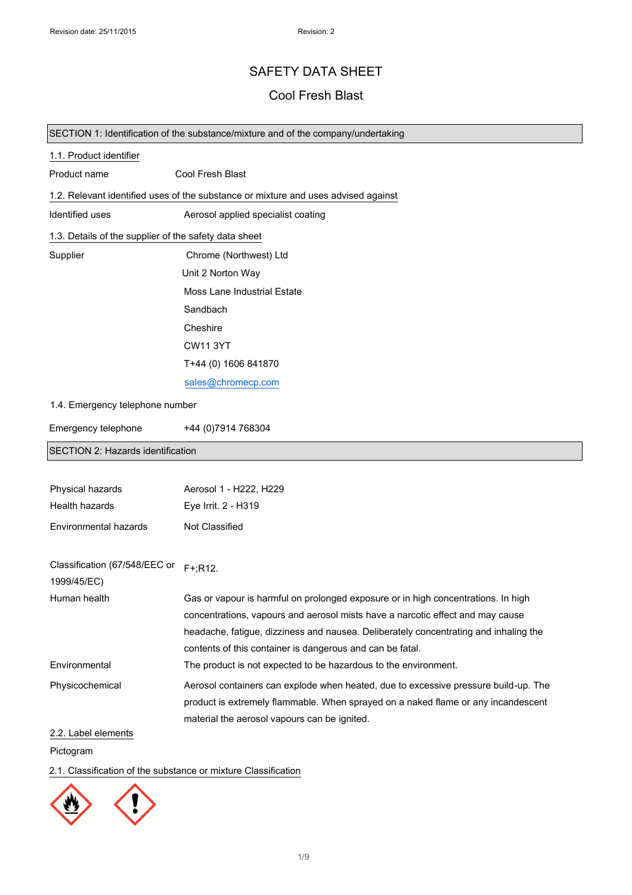# SAFETY DATA SHEET

## Cool Fresh Blast

### SECTION 1: Identification of the substance/mixture and of the company/undertaking

#### 1.1. Product identifier

| | |
|---|---|
| Product name | Cool Fresh Blast |

#### 1.2. Relevant identified uses of the substance or mixture and uses advised against

| | |
|---|---|
| Identified uses | Aerosol applied specialist coating |

#### 1.3. Details of the supplier of the safety data sheet

| | |
|---|---|
| Supplier | Chrome (Northwest) Ltd<br>Unit 2 Norton Way<br>Moss Lane Industrial Estate<br>Sandbach<br>Cheshire<br>CW11 3YT<br>T+44 (0) 1606 841870<br>sales@chromecp.com |

#### 1.4. Emergency telephone number

| | |
|---|---|
| Emergency telephone | +44 (0)7914 768304 |

### SECTION 2: Hazards identification

| | |
|---|---|
| Physical hazards | Aerosol 1 - H222, H229 |
| Health hazards | Eye Irrit. 2 - H319 |
| Environmental hazards | Not Classified |

| | |
|---|---|
| Classification (67/548/EEC or 1999/45/EC) | F+;R12. |
| Human health | Gas or vapour is harmful on prolonged exposure or in high concentrations. In high concentrations, vapours and aerosol mists have a narcotic effect and may cause headache, fatigue, dizziness and nausea. Deliberately concentrating and inhaling the contents of this container is dangerous and can be fatal. |
| Environmental | The product is not expected to be hazardous to the environment. |
| Physicochemical | Aerosol containers can explode when heated, due to excessive pressure build-up. The product is extremely flammable. When sprayed on a naked flame or any incandescent material the aerosol vapours can be ignited. |

#### 2.2. Label elements

Pictogram

#### 2.1. Classification of the substance or mixture Classification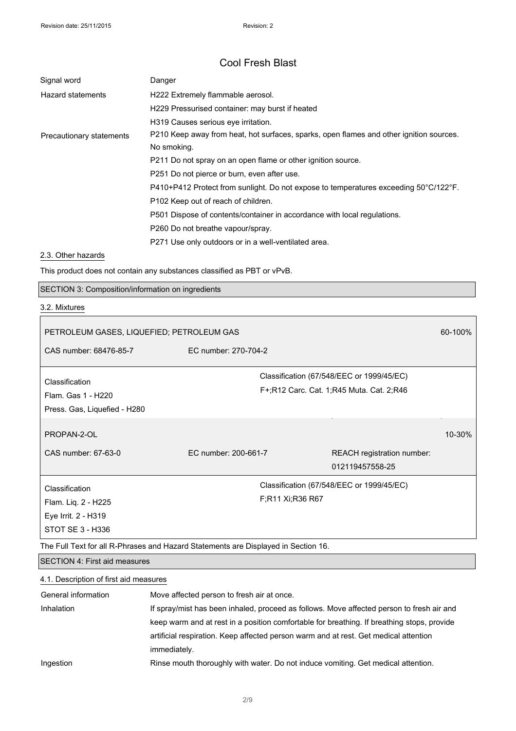| | |
|---|---|
| Signal word | Danger |
| Hazard statements | H222 Extremely flammable aerosol.<br>H229 Pressurised container: may burst if heated<br>H319 Causes serious eye irritation. |
| Precautionary statements | P210 Keep away from heat, hot surfaces, sparks, open flames and other ignition sources. No smoking.<br>P211 Do not spray on an open flame or other ignition source.<br>P251 Do not pierce or burn, even after use.<br>P410+P412 Protect from sunlight. Do not expose to temperatures exceeding 50°C/122°F.<br>P102 Keep out of reach of children.<br>P501 Dispose of contents/container in accordance with local regulations.<br>P260 Do not breathe vapour/spray.<br>P271 Use only outdoors or in a well-ventilated area. |

### 2.3. Other hazards

This product does not contain any substances classified as PBT or vPvB.

## SECTION 3: Composition/information on ingredients

### 3.2. Mixtures

| PETROLEUM GASES, LIQUEFIED; PETROLEUM GAS | | 60-100% |
|---|---|---|
| CAS number: 68476-85-7 | EC number: 270-704-2 | |
| **Classification**<br>Flam. Gas 1 - H220<br>Press. Gas, Liquefied - H280 | **Classification (67/548/EEC or 1999/45/EC)**<br>F+;R12 Carc. Cat. 1;R45 Muta. Cat. 2;R46 | |

| PROPAN-2-OL | | | 10-30% |
|---|---|---|---|
| CAS number: 67-63-0 | EC number: 200-661-7 | REACH registration number: 012119457558-25 | |
| **Classification**<br>Flam. Liq. 2 - H225<br>Eye Irrit. 2 - H319<br>STOT SE 3 - H336 | **Classification (67/548/EEC or 1999/45/EC)**<br>F;R11 Xi;R36 R67 | | |

The Full Text for all R-Phrases and Hazard Statements are Displayed in Section 16.

## SECTION 4: First aid measures

### 4.1. Description of first aid measures

| | |
|---|---|
| General information | Move affected person to fresh air at once. |
| Inhalation | If spray/mist has been inhaled, proceed as follows. Move affected person to fresh air and keep warm and at rest in a position comfortable for breathing. If breathing stops, provide artificial respiration. Keep affected person warm and at rest. Get medical attention immediately. |
| Ingestion | Rinse mouth thoroughly with water. Do not induce vomiting. Get medical attention. |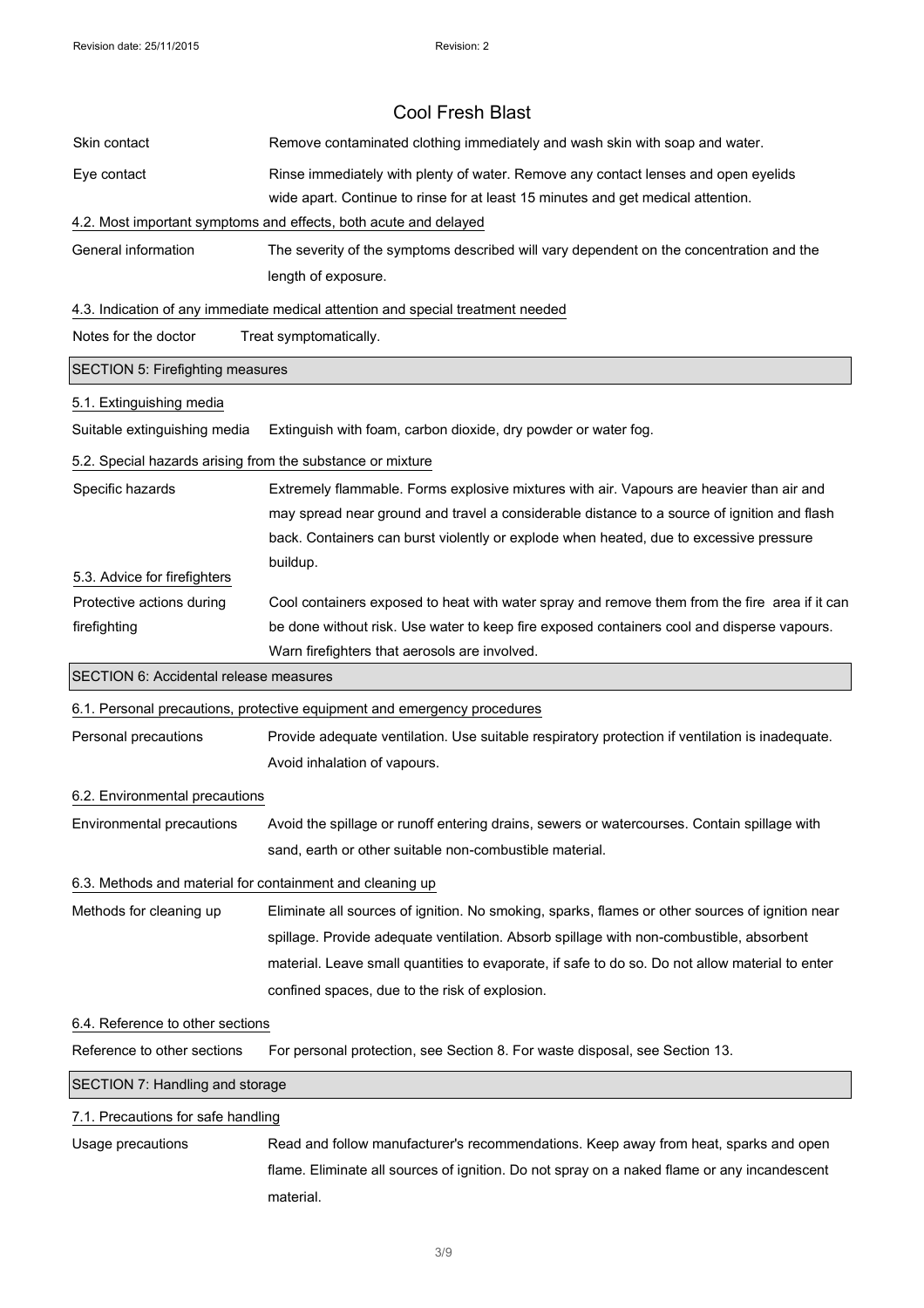| | |
|---|---|
| Skin contact | Remove contaminated clothing immediately and wash skin with soap and water. |
| Eye contact | Rinse immediately with plenty of water. Remove any contact lenses and open eyelids wide apart. Continue to rinse for at least 15 minutes and get medical attention. |

### 4.2. Most important symptoms and effects, both acute and delayed

| | |
|---|---|
| General information | The severity of the symptoms described will vary dependent on the concentration and the length of exposure. |

### 4.3. Indication of any immediate medical attention and special treatment needed

| | |
|---|---|
| Notes for the doctor | Treat symptomatically. |

## SECTION 5: Firefighting measures

### 5.1. Extinguishing media

| | |
|---|---|
| Suitable extinguishing media | Extinguish with foam, carbon dioxide, dry powder or water fog. |

### 5.2. Special hazards arising from the substance or mixture

| | |
|---|---|
| Specific hazards | Extremely flammable. Forms explosive mixtures with air. Vapours are heavier than air and may spread near ground and travel a considerable distance to a source of ignition and flash back. Containers can burst violently or explode when heated, due to excessive pressure buildup. |

### 5.3. Advice for firefighters

| | |
|---|---|
| Protective actions during firefighting | Cool containers exposed to heat with water spray and remove them from the fire area if it can be done without risk. Use water to keep fire exposed containers cool and disperse vapours. Warn firefighters that aerosols are involved. |

## SECTION 6: Accidental release measures

### 6.1. Personal precautions, protective equipment and emergency procedures

| | |
|---|---|
| Personal precautions | Provide adequate ventilation. Use suitable respiratory protection if ventilation is inadequate. Avoid inhalation of vapours. |

### 6.2. Environmental precautions

| | |
|---|---|
| Environmental precautions | Avoid the spillage or runoff entering drains, sewers or watercourses. Contain spillage with sand, earth or other suitable non-combustible material. |

### 6.3. Methods and material for containment and cleaning up

| | |
|---|---|
| Methods for cleaning up | Eliminate all sources of ignition. No smoking, sparks, flames or other sources of ignition near spillage. Provide adequate ventilation. Absorb spillage with non-combustible, absorbent material. Leave small quantities to evaporate, if safe to do so. Do not allow material to enter confined spaces, due to the risk of explosion. |

### 6.4. Reference to other sections

| | |
|---|---|
| Reference to other sections | For personal protection, see Section 8. For waste disposal, see Section 13. |

## SECTION 7: Handling and storage

### 7.1. Precautions for safe handling

| | |
|---|---|
| Usage precautions | Read and follow manufacturer's recommendations. Keep away from heat, sparks and open flame. Eliminate all sources of ignition. Do not spray on a naked flame or any incandescent material. |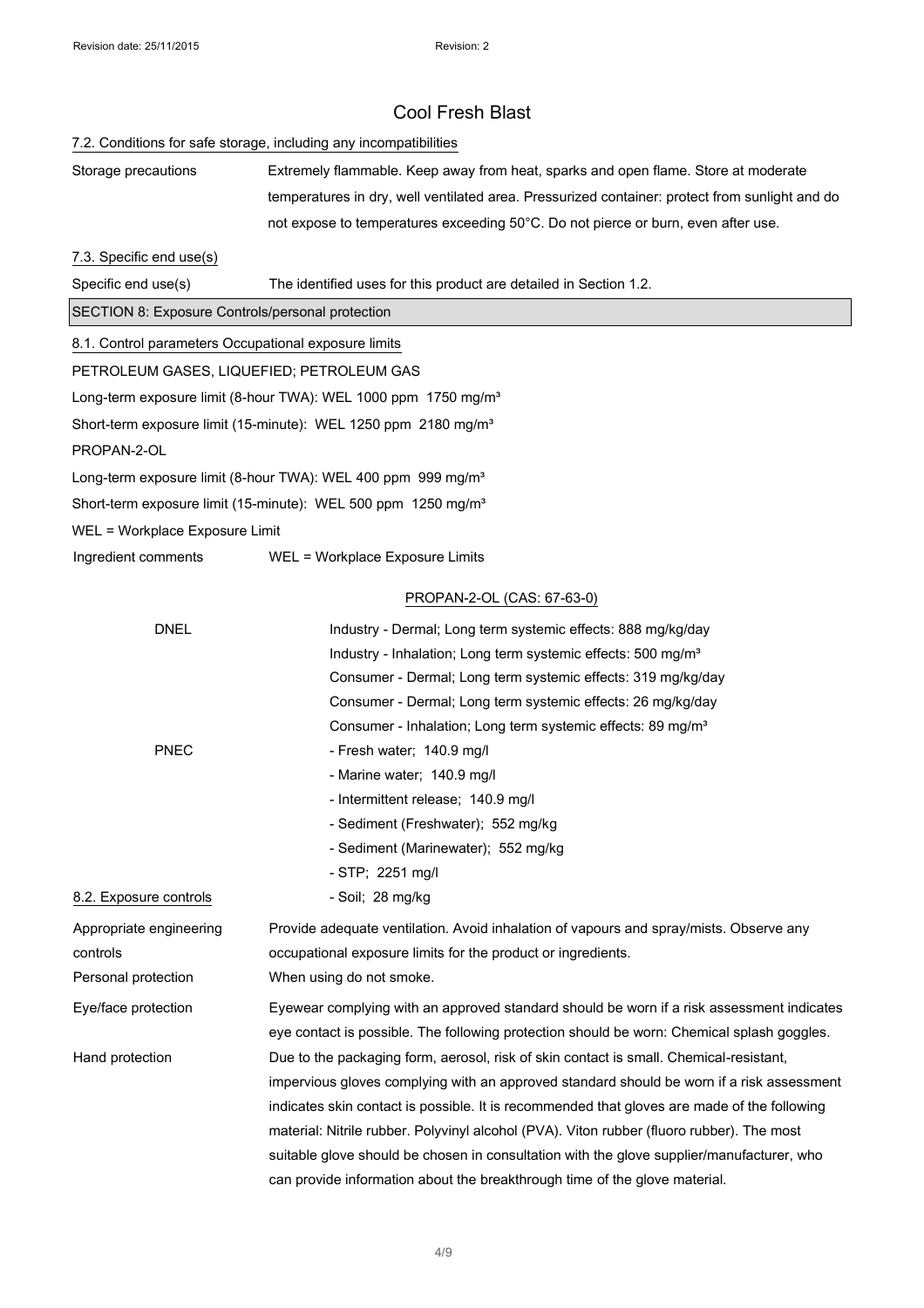# Cool Fresh Blast

### 7.2. Conditions for safe storage, including any incompatibilities

| | |
|---|---|
| Storage precautions | Extremely flammable. Keep away from heat, sparks and open flame. Store at moderate temperatures in dry, well ventilated area. Pressurized container: protect from sunlight and do not expose to temperatures exceeding 50°C. Do not pierce or burn, even after use. |

### 7.3. Specific end use(s)

| | |
|---|---|
| Specific end use(s) | The identified uses for this product are detailed in Section 1.2. |

## SECTION 8: Exposure Controls/personal protection

### 8.1. Control parameters Occupational exposure limits

PETROLEUM GASES, LIQUEFIED; PETROLEUM GAS

Long-term exposure limit (8-hour TWA): WEL 1000 ppm 1750 mg/m³

Short-term exposure limit (15-minute): WEL 1250 ppm 2180 mg/m³

PROPAN-2-OL

Long-term exposure limit (8-hour TWA): WEL 400 ppm 999 mg/m³

Short-term exposure limit (15-minute): WEL 500 ppm 1250 mg/m³

WEL = Workplace Exposure Limit

| | |
|---|---|
| Ingredient comments | WEL = Workplace Exposure Limits |

**PROPAN-2-OL (CAS: 67-63-0)**

| | |
|---|---|
| DNEL | Industry - Dermal; Long term systemic effects: 888 mg/kg/day<br>Industry - Inhalation; Long term systemic effects: 500 mg/m³<br>Consumer - Dermal; Long term systemic effects: 319 mg/kg/day<br>Consumer - Dermal; Long term systemic effects: 26 mg/kg/day<br>Consumer - Inhalation; Long term systemic effects: 89 mg/m³ |
| PNEC | - Fresh water; 140.9 mg/l<br>- Marine water; 140.9 mg/l<br>- Intermittent release; 140.9 mg/l<br>- Sediment (Freshwater); 552 mg/kg<br>- Sediment (Marinewater); 552 mg/kg<br>- STP; 2251 mg/l<br>- Soil; 28 mg/kg |

### 8.2. Exposure controls

| | |
|---|---|
| Appropriate engineering controls | Provide adequate ventilation. Avoid inhalation of vapours and spray/mists. Observe any occupational exposure limits for the product or ingredients. |
| Personal protection | When using do not smoke. |
| Eye/face protection | Eyewear complying with an approved standard should be worn if a risk assessment indicates eye contact is possible. The following protection should be worn: Chemical splash goggles. |
| Hand protection | Due to the packaging form, aerosol, risk of skin contact is small. Chemical-resistant, impervious gloves complying with an approved standard should be worn if a risk assessment indicates skin contact is possible. It is recommended that gloves are made of the following material: Nitrile rubber. Polyvinyl alcohol (PVA). Viton rubber (fluoro rubber). The most suitable glove should be chosen in consultation with the glove supplier/manufacturer, who can provide information about the breakthrough time of the glove material. |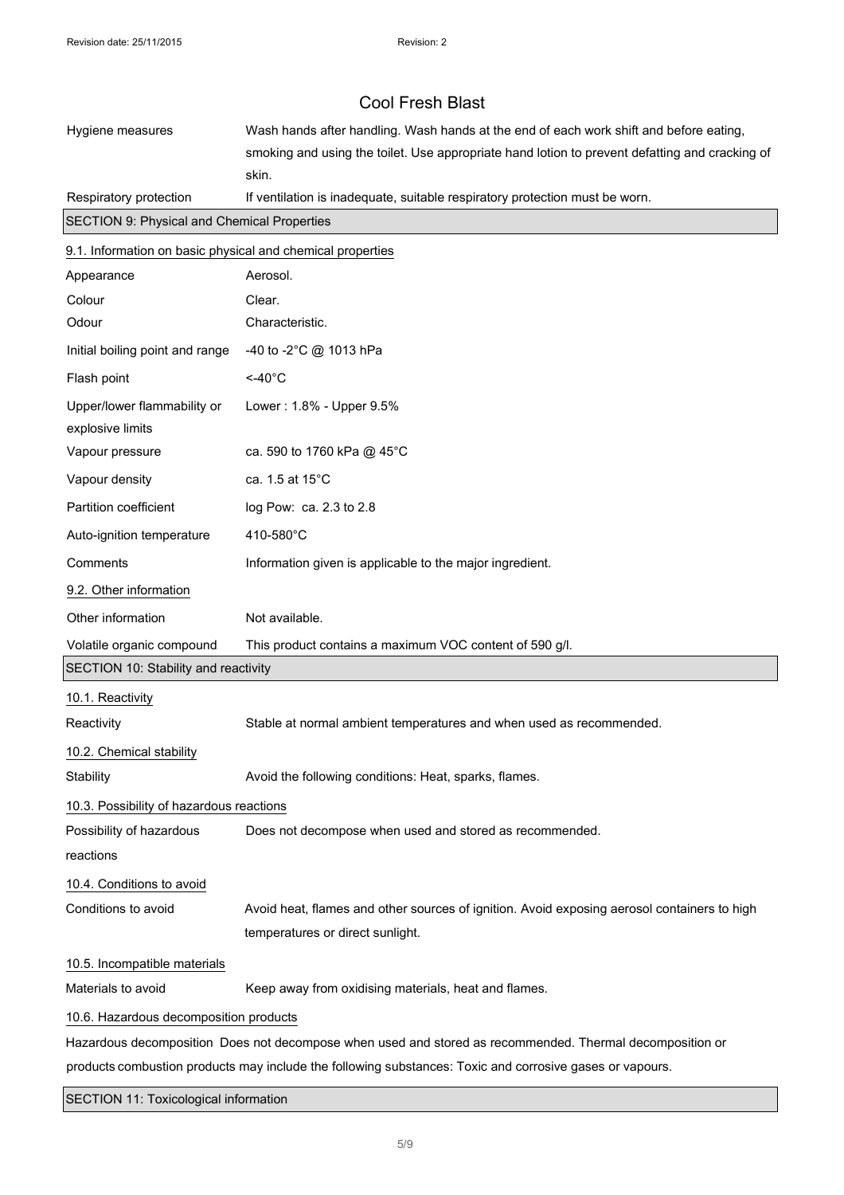| | |
|---|---|
| Hygiene measures | Wash hands after handling. Wash hands at the end of each work shift and before eating, smoking and using the toilet. Use appropriate hand lotion to prevent defatting and cracking of skin. |
| Respiratory protection | If ventilation is inadequate, suitable respiratory protection must be worn. |

## SECTION 9: Physical and Chemical Properties

### 9.1. Information on basic physical and chemical properties

| | |
|---|---|
| Appearance | Aerosol. |
| Colour | Clear. |
| Odour | Characteristic. |
| Initial boiling point and range | -40 to -2°C @ 1013 hPa |
| Flash point | <-40°C |
| Upper/lower flammability or explosive limits | Lower : 1.8% - Upper 9.5% |
| Vapour pressure | ca. 590 to 1760 kPa @ 45°C |
| Vapour density | ca. 1.5 at 15°C |
| Partition coefficient | log Pow: ca. 2.3 to 2.8 |
| Auto-ignition temperature | 410-580°C |
| Comments | Information given is applicable to the major ingredient. |

### 9.2. Other information

| | |
|---|---|
| Other information | Not available. |
| Volatile organic compound | This product contains a maximum VOC content of 590 g/l. |

## SECTION 10: Stability and reactivity

### 10.1. Reactivity

| | |
|---|---|
| Reactivity | Stable at normal ambient temperatures and when used as recommended. |

### 10.2. Chemical stability

| | |
|---|---|
| Stability | Avoid the following conditions: Heat, sparks, flames. |

### 10.3. Possibility of hazardous reactions

| | |
|---|---|
| Possibility of hazardous reactions | Does not decompose when used and stored as recommended. |

### 10.4. Conditions to avoid

| | |
|---|---|
| Conditions to avoid | Avoid heat, flames and other sources of ignition. Avoid exposing aerosol containers to high temperatures or direct sunlight. |

### 10.5. Incompatible materials

| | |
|---|---|
| Materials to avoid | Keep away from oxidising materials, heat and flames. |

### 10.6. Hazardous decomposition products

| | |
|---|---|
| Hazardous decomposition products | Does not decompose when used and stored as recommended. Thermal decomposition or combustion products may include the following substances: Toxic and corrosive gases or vapours. |

## SECTION 11: Toxicological information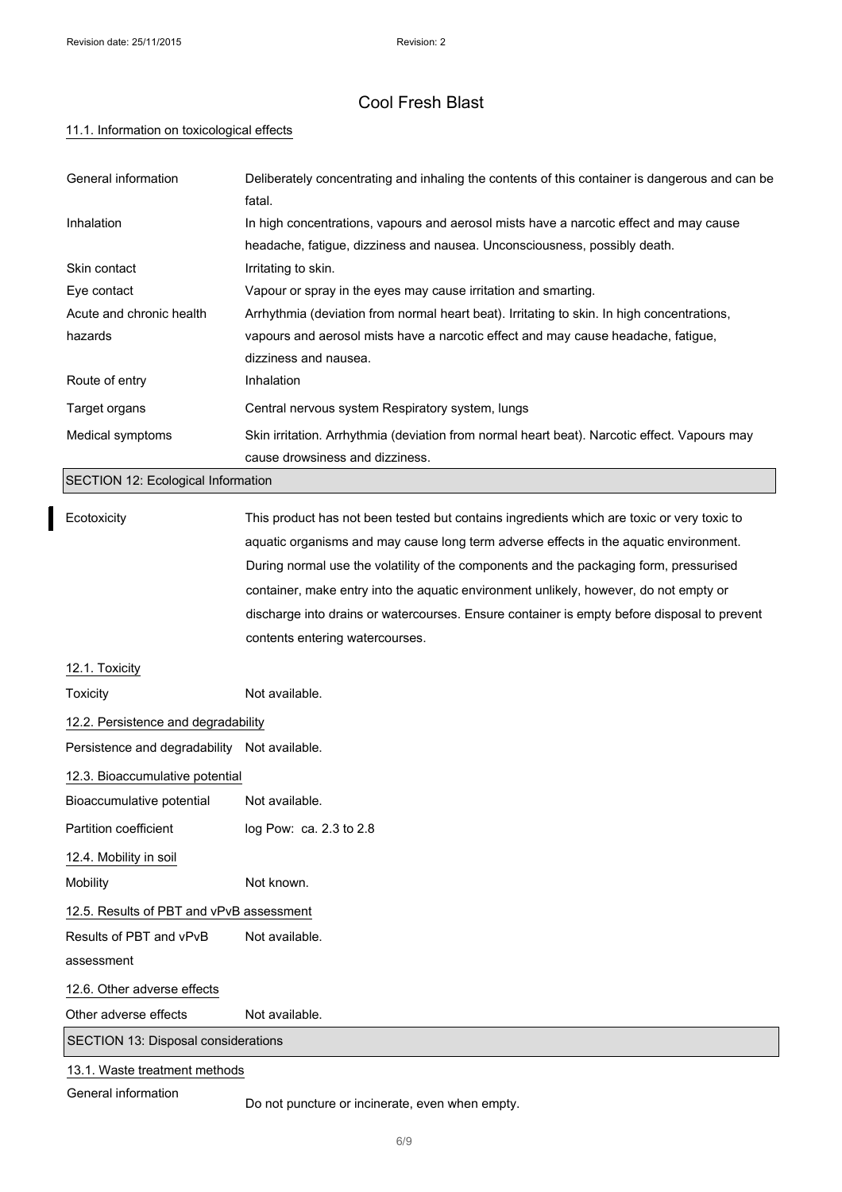# Cool Fresh Blast

### 11.1. Information on toxicological effects

| | |
|---|---|
| General information | Deliberately concentrating and inhaling the contents of this container is dangerous and can be fatal. |
| Inhalation | In high concentrations, vapours and aerosol mists have a narcotic effect and may cause headache, fatigue, dizziness and nausea. Unconsciousness, possibly death. |
| Skin contact | Irritating to skin. |
| Eye contact | Vapour or spray in the eyes may cause irritation and smarting. |
| Acute and chronic health hazards | Arrhythmia (deviation from normal heart beat). Irritating to skin. In high concentrations, vapours and aerosol mists have a narcotic effect and may cause headache, fatigue, dizziness and nausea. |
| Route of entry | Inhalation |
| Target organs | Central nervous system Respiratory system, lungs |
| Medical symptoms | Skin irritation. Arrhythmia (deviation from normal heart beat). Narcotic effect. Vapours may cause drowsiness and dizziness. |

## SECTION 12: Ecological Information

| | |
|---|---|
| Ecotoxicity | This product has not been tested but contains ingredients which are toxic or very toxic to aquatic organisms and may cause long term adverse effects in the aquatic environment. During normal use the volatility of the components and the packaging form, pressurised container, make entry into the aquatic environment unlikely, however, do not empty or discharge into drains or watercourses. Ensure container is empty before disposal to prevent contents entering watercourses. |

### 12.1. Toxicity

| | |
|---|---|
| Toxicity | Not available. |

### 12.2. Persistence and degradability

| | |
|---|---|
| Persistence and degradability | Not available. |

### 12.3. Bioaccumulative potential

| | |
|---|---|
| Bioaccumulative potential | Not available. |
| Partition coefficient | log Pow: ca. 2.3 to 2.8 |

### 12.4. Mobility in soil

| | |
|---|---|
| Mobility | Not known. |

### 12.5. Results of PBT and vPvB assessment

| | |
|---|---|
| Results of PBT and vPvB assessment | Not available. |

### 12.6. Other adverse effects

| | |
|---|---|
| Other adverse effects | Not available. |

## SECTION 13: Disposal considerations

### 13.1. Waste treatment methods

| | |
|---|---|
| General information | Do not puncture or incinerate, even when empty. |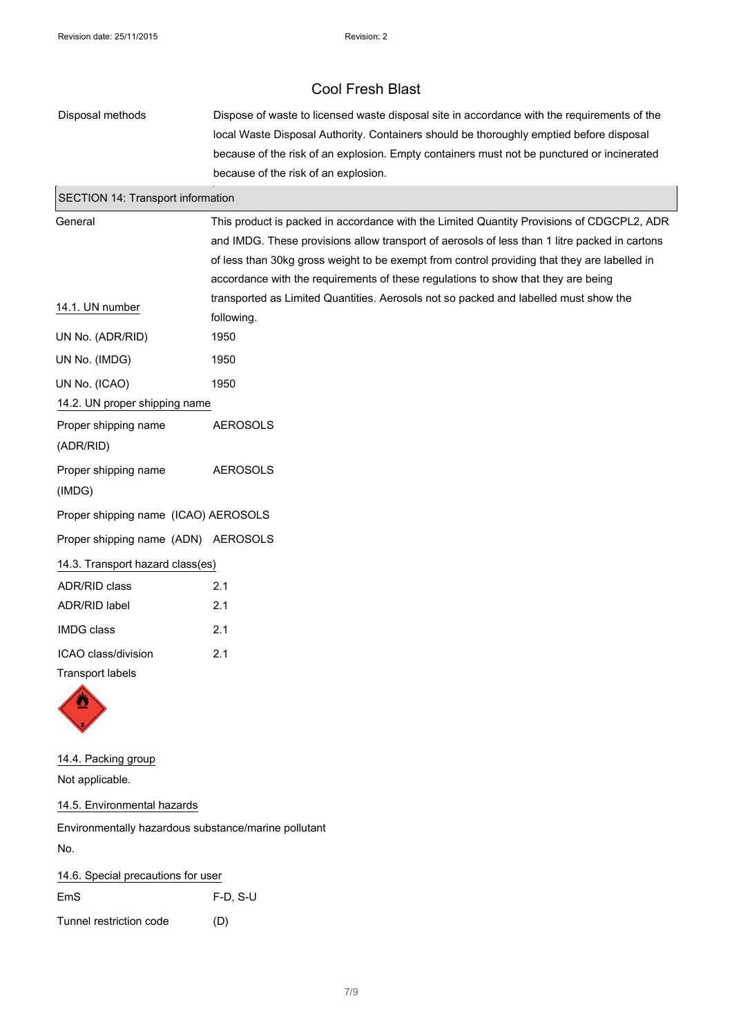| | |
|---|---|
| Disposal methods | Dispose of waste to licensed waste disposal site in accordance with the requirements of the local Waste Disposal Authority. Containers should be thoroughly emptied before disposal because of the risk of an explosion. Empty containers must not be punctured or incinerated because of the risk of an explosion. |

## SECTION 14: Transport information

| | |
|---|---|
| General | This product is packed in accordance with the Limited Quantity Provisions of CDGCPL2, ADR and IMDG. These provisions allow transport of aerosols of less than 1 litre packed in cartons of less than 30kg gross weight to be exempt from control providing that they are labelled in accordance with the requirements of these regulations to show that they are being transported as Limited Quantities. Aerosols not so packed and labelled must show the following. |

### 14.1. UN number

| | |
|---|---|
| UN No. (ADR/RID) | 1950 |
| UN No. (IMDG) | 1950 |
| UN No. (ICAO) | 1950 |

### 14.2. UN proper shipping name

| | |
|---|---|
| Proper shipping name (ADR/RID) | AEROSOLS |
| Proper shipping name (IMDG) | AEROSOLS |
| Proper shipping name (ICAO) | AEROSOLS |
| Proper shipping name (ADN) | AEROSOLS |

### 14.3. Transport hazard class(es)

| | |
|---|---|
| ADR/RID class | 2.1 |
| ADR/RID label | 2.1 |
| IMDG class | 2.1 |
| ICAO class/division | 2.1 |

Transport labels

### 14.4. Packing group

Not applicable.

### 14.5. Environmental hazards

Environmentally hazardous substance/marine pollutant

No.

### 14.6. Special precautions for user

| | |
|---|---|
| EmS | F-D, S-U |
| Tunnel restriction code | (D) |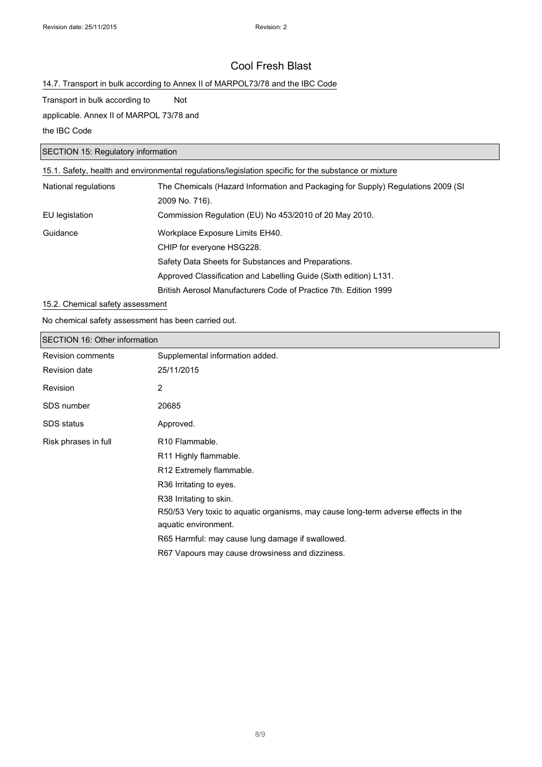# Cool Fresh Blast

### 14.7. Transport in bulk according to Annex II of MARPOL73/78 and the IBC Code

| | |
|---|---|
| Transport in bulk according to Annex II of MARPOL 73/78 and the IBC Code | Not applicable. |

## SECTION 15: Regulatory information

### 15.1. Safety, health and environmental regulations/legislation specific for the substance or mixture

| | |
|---|---|
| National regulations | The Chemicals (Hazard Information and Packaging for Supply) Regulations 2009 (SI 2009 No. 716). |
| EU legislation | Commission Regulation (EU) No 453/2010 of 20 May 2010. |
| Guidance | Workplace Exposure Limits EH40.<br>CHIP for everyone HSG228.<br>Safety Data Sheets for Substances and Preparations.<br>Approved Classification and Labelling Guide (Sixth edition) L131.<br>British Aerosol Manufacturers Code of Practice 7th. Edition 1999 |

### 15.2. Chemical safety assessment

No chemical safety assessment has been carried out.

## SECTION 16: Other information

| | |
|---|---|
| Revision comments | Supplemental information added. |
| Revision date | 25/11/2015 |
| Revision | 2 |
| SDS number | 20685 |
| SDS status | Approved. |
| Risk phrases in full | R10 Flammable.<br>R11 Highly flammable.<br>R12 Extremely flammable.<br>R36 Irritating to eyes.<br>R38 Irritating to skin.<br>R50/53 Very toxic to aquatic organisms, may cause long-term adverse effects in the aquatic environment.<br>R65 Harmful: may cause lung damage if swallowed.<br>R67 Vapours may cause drowsiness and dizziness. |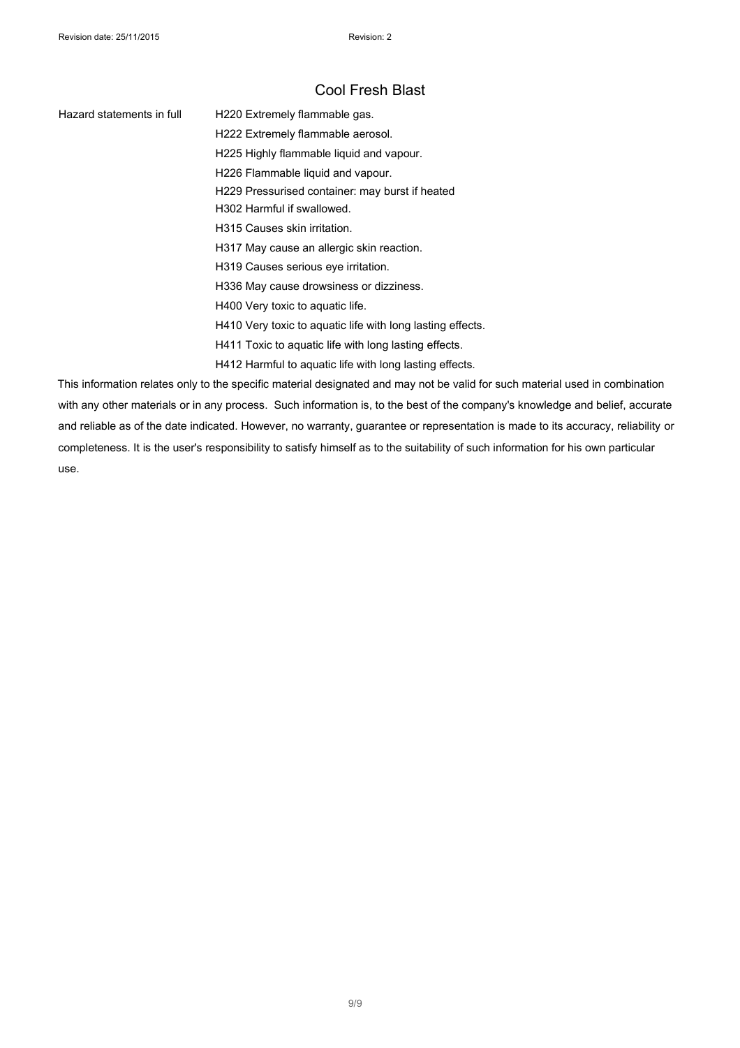## Cool Fresh Blast

| | |
|---|---|
| Hazard statements in full | H220 Extremely flammable gas.<br>H222 Extremely flammable aerosol.<br>H225 Highly flammable liquid and vapour.<br>H226 Flammable liquid and vapour.<br>H229 Pressurised container: may burst if heated<br>H302 Harmful if swallowed.<br>H315 Causes skin irritation.<br>H317 May cause an allergic skin reaction.<br>H319 Causes serious eye irritation.<br>H336 May cause drowsiness or dizziness.<br>H400 Very toxic to aquatic life.<br>H410 Very toxic to aquatic life with long lasting effects.<br>H411 Toxic to aquatic life with long lasting effects.<br>H412 Harmful to aquatic life with long lasting effects. |

This information relates only to the specific material designated and may not be valid for such material used in combination with any other materials or in any process. Such information is, to the best of the company's knowledge and belief, accurate and reliable as of the date indicated. However, no warranty, guarantee or representation is made to its accuracy, reliability or completeness. It is the user's responsibility to satisfy himself as to the suitability of such information for his own particular use.